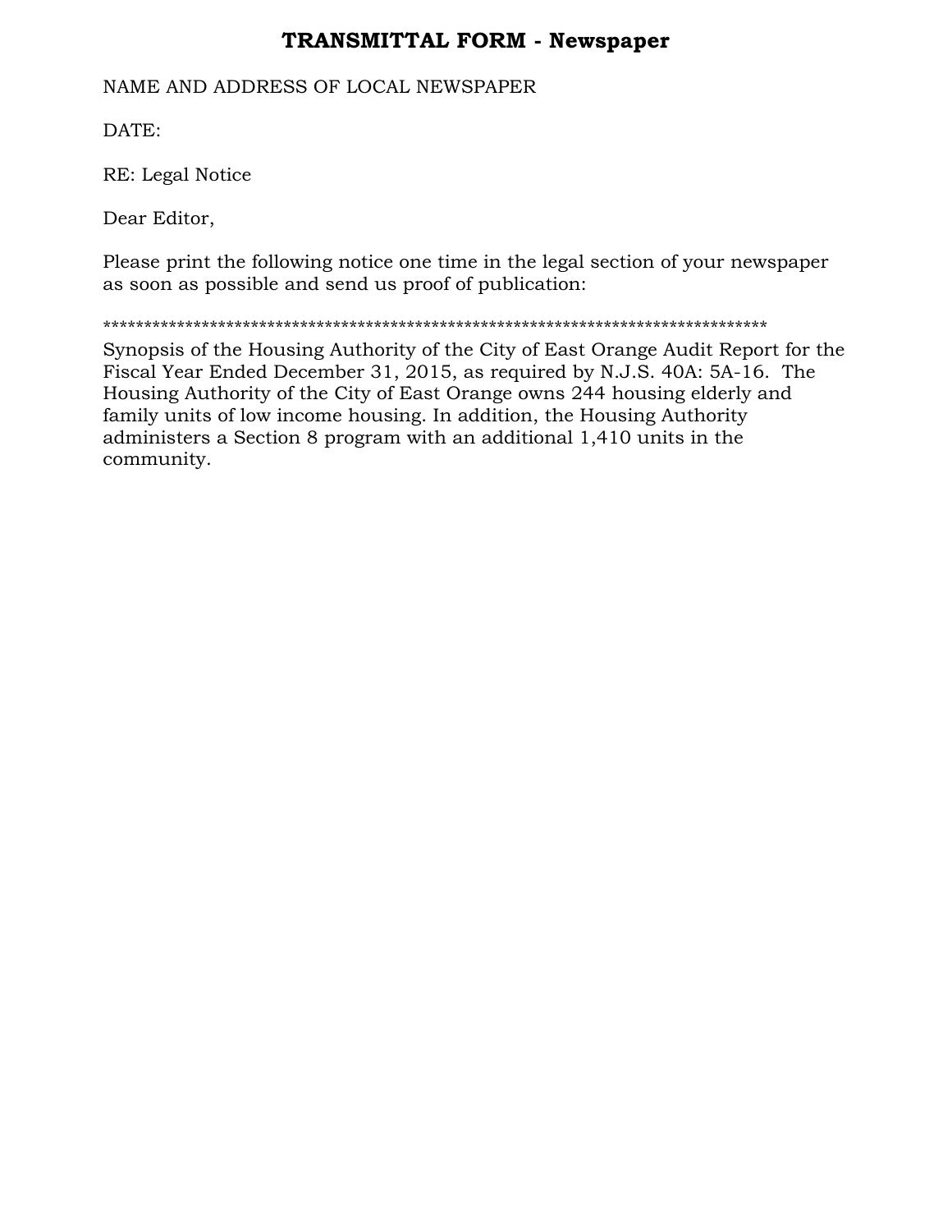# TRANSMITTAL FORM - Newspaper

NAME AND ADDRESS OF LOCAL NEWSPAPER

DATE:

RE: Legal Notice

Dear Editor,

Please print the following notice one time in the legal section of your newspaper as soon as possible and send us proof of publication:

************************************************************************************

Synopsis of the Housing Authority of the City of East Orange Audit Report for the Fiscal Year Ended December 31, 2015, as required by N.J.S. 40A: 5A-16. The Housing Authority of the City of East Orange owns 244 housing elderly and family units of low income housing. In addition, the Housing Authority administers a Section 8 program with an additional 1,410 units in the community.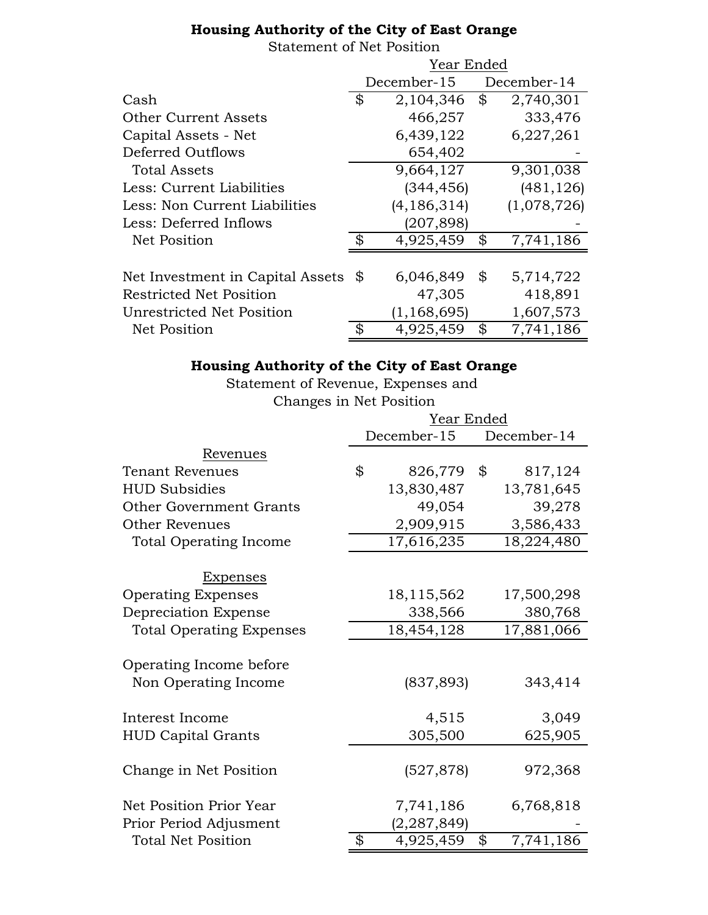## Housing Authority of the City of East Orange

Statement of Net Position

| | Year Ended | |
|---|---|---|
| | December-15 | December-14 |
| Cash | $ 2,104,346 | $ 2,740,301 |
| Other Current Assets | 466,257 | 333,476 |
| Capital Assets - Net | 6,439,122 | 6,227,261 |
| Deferred Outflows | 654,402 | - |
| Total Assets | 9,664,127 | 9,301,038 |
| Less: Current Liabilities | (344,456) | (481,126) |
| Less: Non Current Liabilities | (4,186,314) | (1,078,726) |
| Less: Deferred Inflows | (207,898) | - |
| Net Position | $ 4,925,459 | $ 7,741,186 |
| | | |
| Net Investment in Capital Assets | $ 6,046,849 | $ 5,714,722 |
| Restricted Net Position | 47,305 | 418,891 |
| Unrestricted Net Position | (1,168,695) | 1,607,573 |
| Net Position | $ 4,925,459 | $ 7,741,186 |

## Housing Authority of the City of East Orange

Statement of Revenue, Expenses and Changes in Net Position

| | Year Ended | |
|---|---|---|
| | December-15 | December-14 |
| Revenues | | |
| Tenant Revenues | $ 826,779 | $ 817,124 |
| HUD Subsidies | 13,830,487 | 13,781,645 |
| Other Government Grants | 49,054 | 39,278 |
| Other Revenues | 2,909,915 | 3,586,433 |
| Total Operating Income | 17,616,235 | 18,224,480 |
| | | |
| Expenses | | |
| Operating Expenses | 18,115,562 | 17,500,298 |
| Depreciation Expense | 338,566 | 380,768 |
| Total Operating Expenses | 18,454,128 | 17,881,066 |
| | | |
| Operating Income before Non Operating Income | (837,893) | 343,414 |
| | | |
| Interest Income | 4,515 | 3,049 |
| HUD Capital Grants | 305,500 | 625,905 |
| | | |
| Change in Net Position | (527,878) | 972,368 |
| | | |
| Net Position Prior Year | 7,741,186 | 6,768,818 |
| Prior Period Adjusment | (2,287,849) | - |
| Total Net Position | $ 4,925,459 | $ 7,741,186 |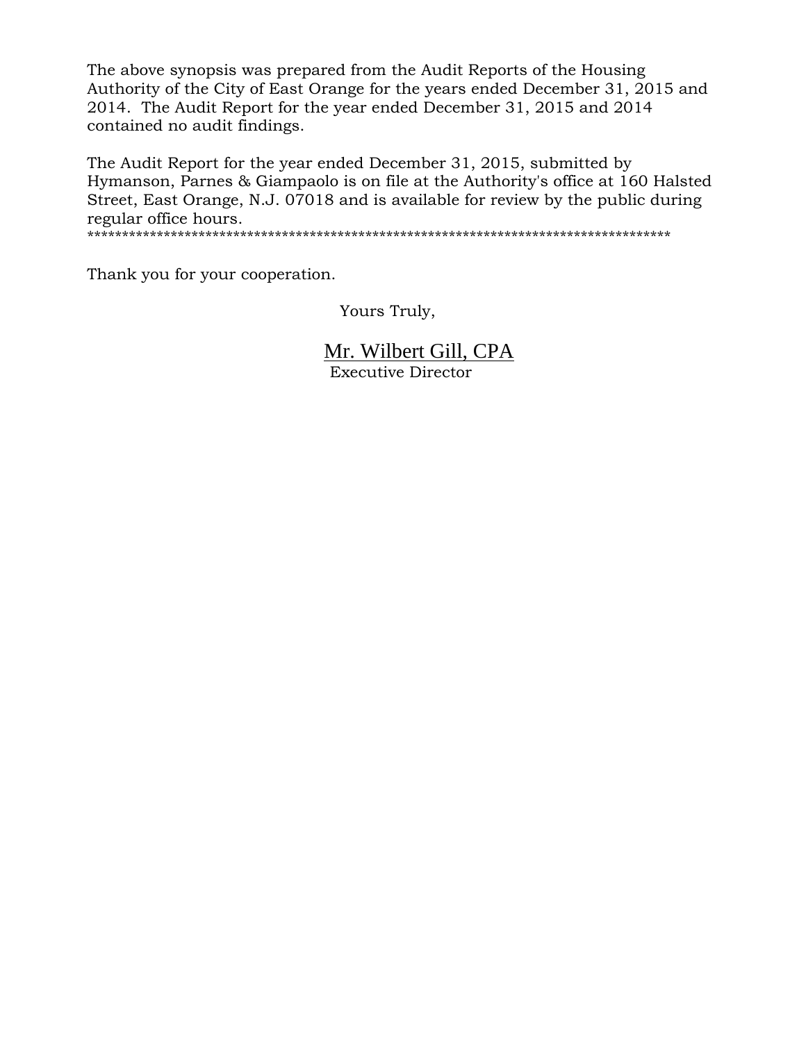The above synopsis was prepared from the Audit Reports of the Housing Authority of the City of East Orange for the years ended December 31, 2015 and 2014. The Audit Report for the year ended December 31, 2015 and 2014 contained no audit findings.

The Audit Report for the year ended December 31, 2015, submitted by Hymanson, Parnes & Giampaolo is on file at the Authority's office at 160 Halsted Street, East Orange, N.J. 07018 and is available for review by the public during regular office hours.
**************************************************************************************

Thank you for your cooperation.

Yours Truly,

Mr. Wilbert Gill, CPA
Executive Director